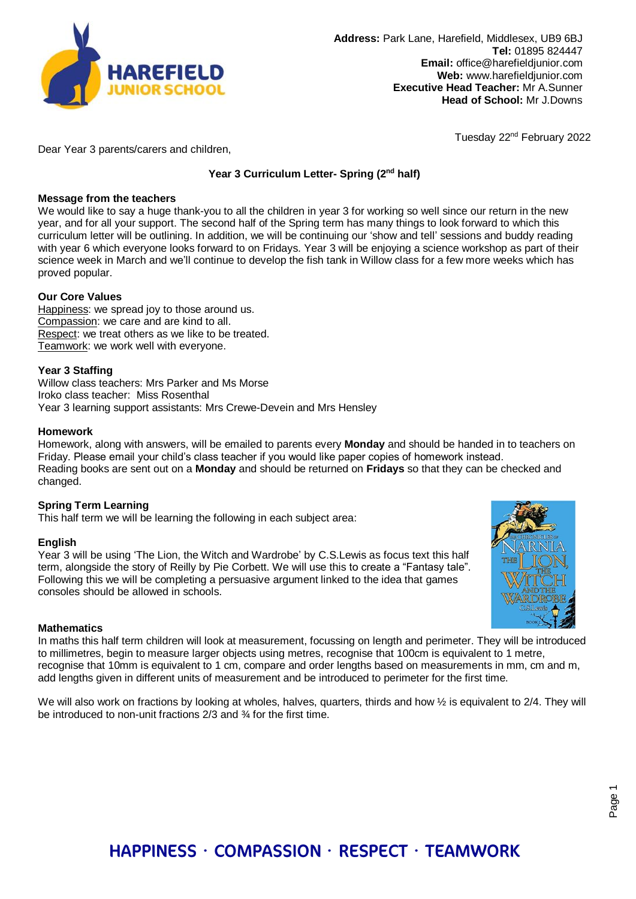**Address:** Park Lane, Harefield, Middlesex, UB9 6BJ
**Tel:** 01895 824447
**Email:** office@harefieldjunior.com
**Web:** www.harefieldjunior.com
**Executive Head Teacher:** Mr A.Sunner
**Head of School:** Mr J.Downs

Tuesday 22nd February 2022

Dear Year 3 parents/carers and children,

**Year 3 Curriculum Letter- Spring (2nd half)**

**Message from the teachers**

We would like to say a huge thank-you to all the children in year 3 for working so well since our return in the new year, and for all your support. The second half of the Spring term has many things to look forward to which this curriculum letter will be outlining. In addition, we will be continuing our 'show and tell' sessions and buddy reading with year 6 which everyone looks forward to on Fridays. Year 3 will be enjoying a science workshop as part of their science week in March and we'll continue to develop the fish tank in Willow class for a few more weeks which has proved popular.

**Our Core Values**

Happiness: we spread joy to those around us.
Compassion: we care and are kind to all.
Respect: we treat others as we like to be treated.
Teamwork: we work well with everyone.

**Year 3 Staffing**

Willow class teachers: Mrs Parker and Ms Morse
Iroko class teacher: Miss Rosenthal
Year 3 learning support assistants: Mrs Crewe-Devein and Mrs Hensley

**Homework**

Homework, along with answers, will be emailed to parents every **Monday** and should be handed in to teachers on Friday. Please email your child's class teacher if you would like paper copies of homework instead.
Reading books are sent out on a **Monday** and should be returned on **Fridays** so that they can be checked and changed.

**Spring Term Learning**

This half term we will be learning the following in each subject area:

**English**

Year 3 will be using 'The Lion, the Witch and Wardrobe' by C.S.Lewis as focus text this half term, alongside the story of Reilly by Pie Corbett. We will use this to create a "Fantasy tale". Following this we will be completing a persuasive argument linked to the idea that games consoles should be allowed in schools.

**Mathematics**

In maths this half term children will look at measurement, focussing on length and perimeter. They will be introduced to millimetres, begin to measure larger objects using metres, recognise that 100cm is equivalent to 1 metre, recognise that 10mm is equivalent to 1 cm, compare and order lengths based on measurements in mm, cm and m, add lengths given in different units of measurement and be introduced to perimeter for the first time.

We will also work on fractions by looking at wholes, halves, quarters, thirds and how ½ is equivalent to 2/4. They will be introduced to non-unit fractions 2/3 and ¾ for the first time.

HAPPINESS · COMPASSION · RESPECT · TEAMWORK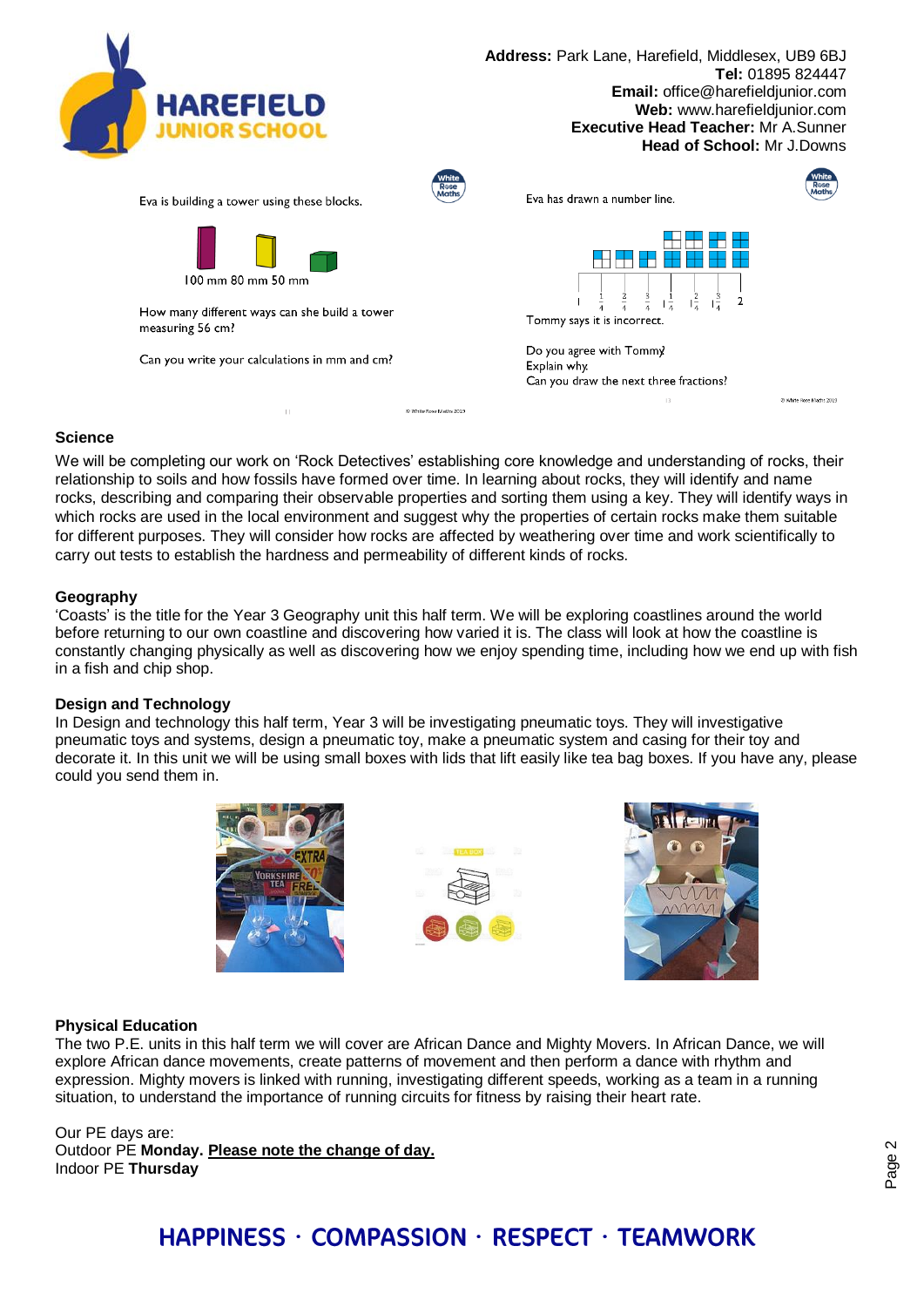**Address:** Park Lane, Harefield, Middlesex, UB9 6BJ
**Tel:** 01895 824447
**Email:** office@harefieldjunior.com
**Web:** www.harefieldjunior.com
**Executive Head Teacher:** Mr A.Sunner
**Head of School:** Mr J.Downs

Eva is building a tower using these blocks.

100 mm 80 mm 50 mm

How many different ways can she build a tower measuring 56 cm?

Can you write your calculations in mm and cm?

Eva has drawn a number line.

1 $\frac{1}{4}$ $\frac{2}{4}$ $\frac{3}{4}$ 1 $\frac{1}{4}$ 1 $\frac{2}{4}$ 1 $\frac{3}{4}$ 2

Tommy says it is incorrect.

Do you agree with Tommy?
Explain why.
Can you draw the next three fractions?

### Science

We will be completing our work on 'Rock Detectives' establishing core knowledge and understanding of rocks, their relationship to soils and how fossils have formed over time. In learning about rocks, they will identify and name rocks, describing and comparing their observable properties and sorting them using a key. They will identify ways in which rocks are used in the local environment and suggest why the properties of certain rocks make them suitable for different purposes. They will consider how rocks are affected by weathering over time and work scientifically to carry out tests to establish the hardness and permeability of different kinds of rocks.

### Geography

'Coasts' is the title for the Year 3 Geography unit this half term. We will be exploring coastlines around the world before returning to our own coastline and discovering how varied it is. The class will look at how the coastline is constantly changing physically as well as discovering how we enjoy spending time, including how we end up with fish in a fish and chip shop.

### Design and Technology

In Design and technology this half term, Year 3 will be investigating pneumatic toys. They will investigative pneumatic toys and systems, design a pneumatic toy, make a pneumatic system and casing for their toy and decorate it. In this unit we will be using small boxes with lids that lift easily like tea bag boxes. If you have any, please could you send them in.

### Physical Education

The two P.E. units in this half term we will cover are African Dance and Mighty Movers. In African Dance, we will explore African dance movements, create patterns of movement and then perform a dance with rhythm and expression. Mighty movers is linked with running, investigating different speeds, working as a team in a running situation, to understand the importance of running circuits for fitness by raising their heart rate.

Our PE days are:
Outdoor PE **Monday.** **Please note the change of day.**
Indoor PE **Thursday**

**HAPPINESS · COMPASSION · RESPECT · TEAMWORK**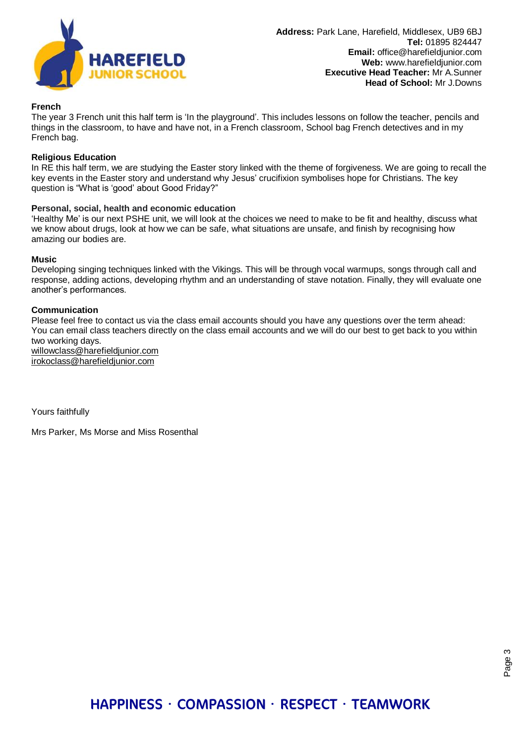**Address:** Park Lane, Harefield, Middlesex, UB9 6BJ
**Tel:** 01895 824447
**Email:** office@harefieldjunior.com
**Web:** www.harefieldjunior.com
**Executive Head Teacher:** Mr A.Sunner
**Head of School:** Mr J.Downs

**French**

The year 3 French unit this half term is 'In the playground'. This includes lessons on follow the teacher, pencils and things in the classroom, to have and have not, in a French classroom, School bag French detectives and in my French bag.

**Religious Education**

In RE this half term, we are studying the Easter story linked with the theme of forgiveness. We are going to recall the key events in the Easter story and understand why Jesus' crucifixion symbolises hope for Christians. The key question is "What is 'good' about Good Friday?"

**Personal, social, health and economic education**

'Healthy Me' is our next PSHE unit, we will look at the choices we need to make to be fit and healthy, discuss what we know about drugs, look at how we can be safe, what situations are unsafe, and finish by recognising how amazing our bodies are.

**Music**

Developing singing techniques linked with the Vikings. This will be through vocal warmups, songs through call and response, adding actions, developing rhythm and an understanding of stave notation. Finally, they will evaluate one another's performances.

**Communication**

Please feel free to contact us via the class email accounts should you have any questions over the term ahead: You can email class teachers directly on the class email accounts and we will do our best to get back to you within two working days.
willowclass@harefieldjunior.com
irokoclass@harefieldjunior.com

Yours faithfully

Mrs Parker, Ms Morse and Miss Rosenthal

HAPPINESS · COMPASSION · RESPECT · TEAMWORK